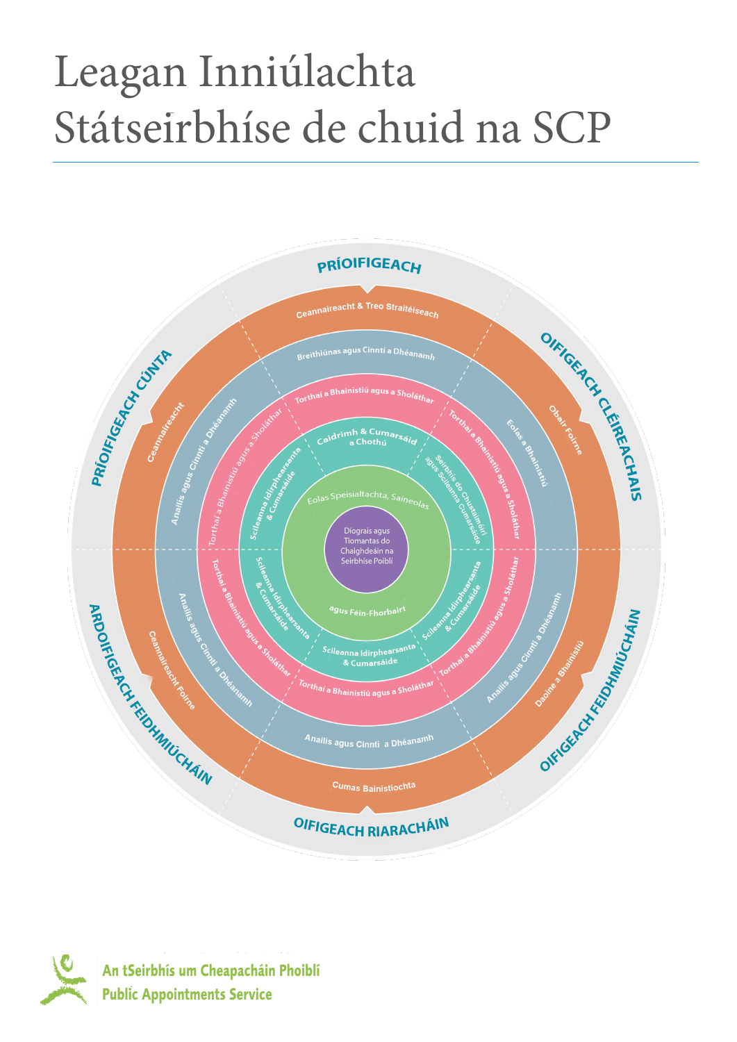# Leagan Inniúlachta Státseirbhíse de chuid na SCP

PRÍOIFIGEACH

Ceannaireacht & Treo Straitéiseach

Breithiúnas agus Cinntí a Dhéanamh

Torthaí a Bhainistiú agus a Sholáthar

Caidrimh & Cumarsáid a Chothú

Eolas Speisialtachta, Saineolas agus Féin-Fhorbairt

Diograis agus Tiomantas do Chaighdeáin na Seirbhíse Poiblí

OIFIGEACH CLÉIREACHAIS

Obair Foirne

Eolas a Bhainistiú

Torthaí a Bhainistiú agus a Sholáthar

Seirbhís do Chustaiméirí agus Scileanna Cumarsáide

OIFIGEACH FEIDHMIÚCHÁIN

Daoine a Bhainistiú

Anailís agus Cinntí a Dhéanamh

Torthaí a Bhainistiú agus a Sholáthar

Scileanna Idirphearsanta & Cumarsáide

OIFIGEACH RIARACHÁIN

Cumas Bainistíochta

Anailís agus Cinntí a Dhéanamh

Torthaí a Bhainistiú agus a Sholáthar

Scileanna Idirphearsanta & Cumarsáide

ARDOIFIGEACH FEIDHMIÚCHÁIN

Ceannaireacht Foirne

Anailís agus Cinntí a Dhéanamh

Torthaí a Bhainistiú agus a Sholáthar

Scileanna Idirphearsanta & Cumarsáide

PRÍOIFIGEACH CÚNTA

Ceannaireacht

Anailís agus Cinntí a Dhéanamh

Torthaí a Bhainistiú agus a Sholáthar

Scileanna Idirphearsanta & Cumarsáide

An tSeirbhís um Cheapacháin Phoiblí
Public Appointments Service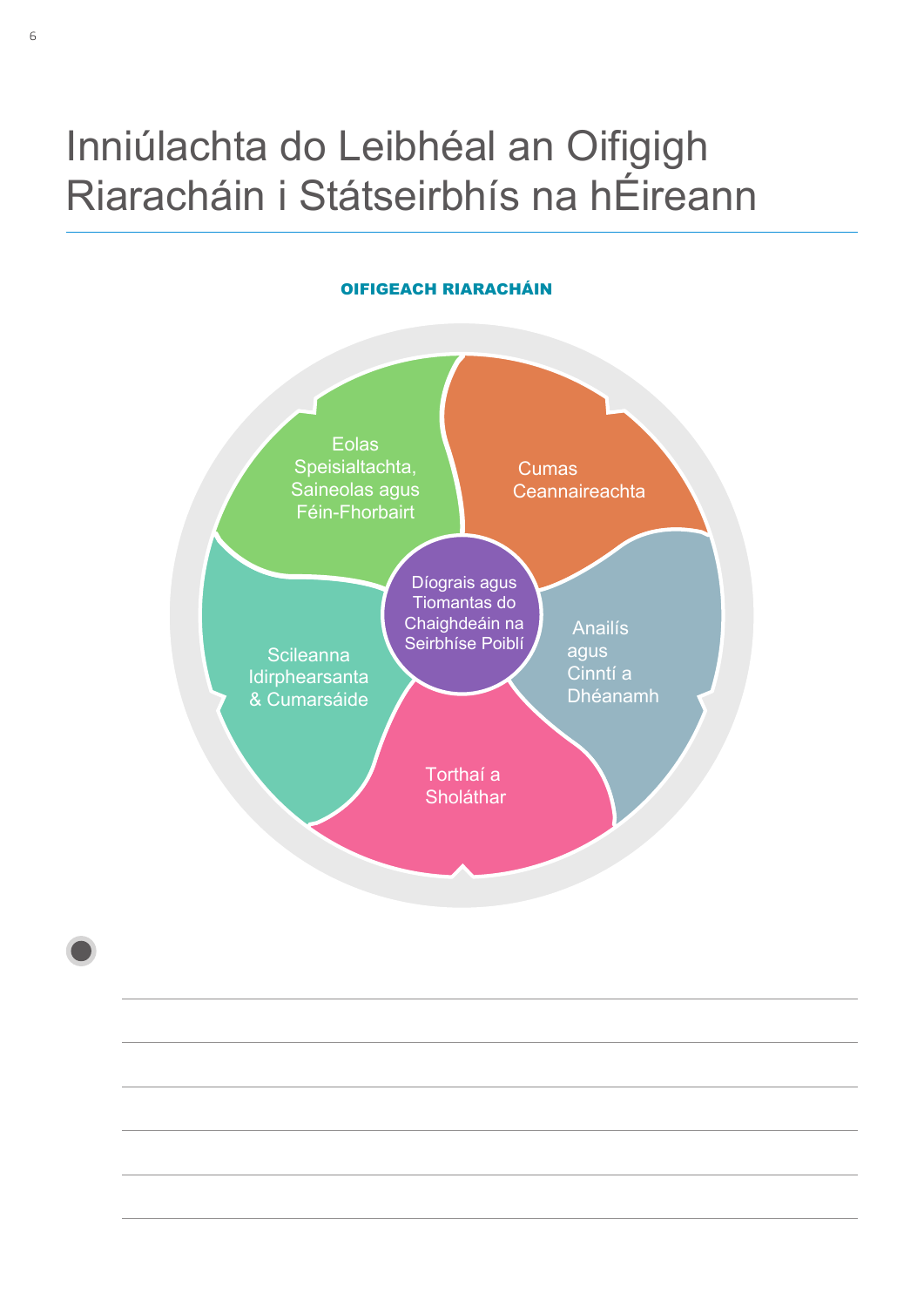# Inniúlachta do Leibhéal an Oifigigh Riaracháin i Státseirbhís na hÉireann

**OIFIGEACH RIARACHÁIN**

- Eolas Speisialtachta, Saineolas agus Féin-Fhorbairt
- Cumas Ceannaireachta
- Anailís agus Cinntí a Dhéanamh
- Torthaí a Sholáthar
- Scileanna Idirphearsanta & Cumarsáide
- Díograis agus Tiomantas do Chaighdeáin na Seirbhíse Poiblí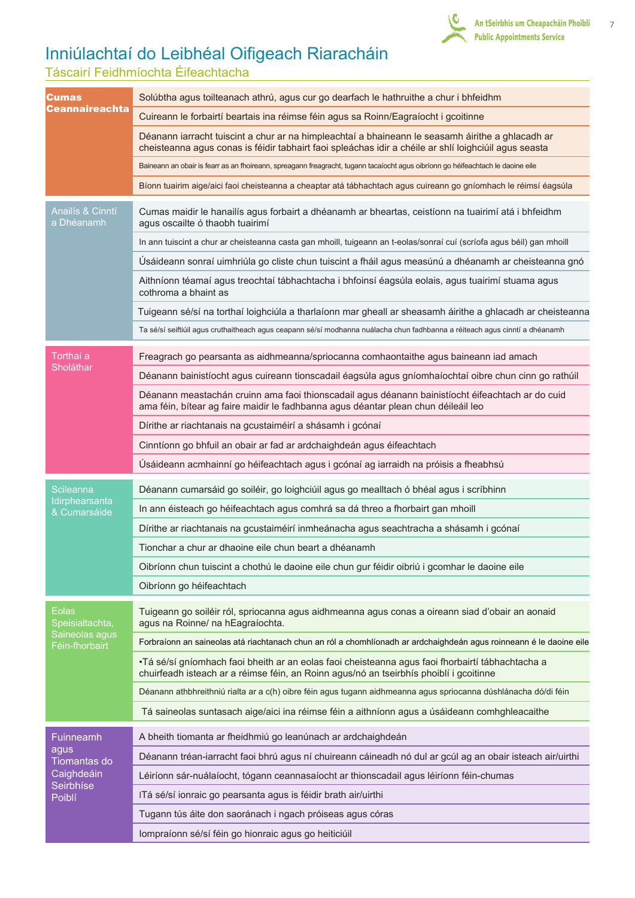# Inniúlachtaí do Leibhéal Oifigeach Riaracháin

## Táscairí Feidhmíochta Éifeachtacha

| Inniúlacht | Táscairí |
| --- | --- |
| **Cumas Ceannaireachta** | Solúbtha agus toilteanach athrú, agus cur go dearfach le hathruithe a chur i bhfeidhm |
| | Cuireann le forbairtí beartais ina réimse féin agus sa Roinn/Eagraíocht i gcoitinne |
| | Déanann iarracht tuiscint a chur ar na himpleachtaí a bhaineann le seasamh áirithe a ghlacadh ar cheisteanna agus conas is féidir tabhairt faoi spleáchas idir a chéile ar shlí loighciúil agus seasta |
| | Baineann an obair is fearr as an fhoireann, spreagann freagracht, tugann tacaíocht agus oibríonn go héifeachtach le daoine eile |
| | Bíonn tuairim aige/aici faoi cheisteanna a cheaptar atá tábhachtach agus cuireann go gníomhach le réimsí éagsúla |
| **Anailís & Cinntí a Dhéanamh** | Cumas maidir le hanailís agus forbairt a dhéanamh ar bheartas, ceistíonn na tuairimí atá i bhfeidhm agus oscailte ó thaobh tuairimí |
| | In ann tuiscint a chur ar cheisteanna casta gan mhoill, tuigeann an t-eolas/sonraí cuí (scríofa agus béil) gan mhoill |
| | Úsáideann sonraí uimhriúla go cliste chun tuiscint a fháil agus measúnú a dhéanamh ar cheisteanna gnó |
| | Aithníonn téamaí agus treochtaí tábhachtacha i bhfoinsí éagsúla eolais, agus tuairimí stuama agus cothroma a bhaint as |
| | Tuigeann sé/sí na torthaí loighciúla a tharlaíonn mar gheall ar sheasamh áirithe a ghlacadh ar cheisteanna |
| | Ta sé/sí seiftiúil agus cruthaitheach agus ceapann sé/sí modhanna nuálacha chun fadhbanna a réiteach agus cinntí a dhéanamh |
| **Torthaí a Sholáthar** | Freagrach go pearsanta as aidhmeanna/spriocanna comhaontaithe agus baineann iad amach |
| | Déanann bainistíocht agus cuireann tionscadail éagsúla agus gníomhaíochtaí oibre chun cinn go rathúil |
| | Déanann meastachán cruinn ama faoi thionscadail agus déanann bainistíocht éifeachtach ar do cuid ama féin, bítear ag faire maidir le fadhbanna agus déantar plean chun déileáil leo |
| | Dírithe ar riachtanais na gcustaiméirí a shásamh i gcónaí |
| | Cinntíonn go bhfuil an obair ar fad ar ardchaighdeán agus éifeachtach |
| | Úsáideann acmhainní go héifeachtach agus i gcónaí ag iarraidh na próisis a fheabhsú |
| **Scileanna Idirphearsanta & Cumarsáide** | Déanann cumarsáid go soiléir, go loighciúil agus go mealltach ó bhéal agus i scríbhinn |
| | In ann éisteach go héifeachtach agus comhrá sa dá threo a fhorbairt gan mhoill |
| | Dírithe ar riachtanais na gcustaiméirí inmheánacha agus seachtracha a shásamh i gcónaí |
| | Tionchar a chur ar dhaoine eile chun beart a dhéanamh |
| | Oibríonn chun tuiscint a chothú le daoine eile chun gur féidir oibriú i gcomhar le daoine eile |
| | Oibríonn go héifeachtach |
| **Eolas Speisialtachta, Saineolas agus Féin-fhorbairt** | Tuigeann go soiléir ról, spriocanna agus aidhmeanna agus conas a oireann siad d'obair an aonaid agus na Roinne/ na hEagraíochta. |
| | Forbraíonn an saineolas atá riachtanach chun an ról a chomhlíonadh ar ardchaighdeán agus roinneann é le daoine eile |
| | •Tá sé/sí gníomhach faoi bheith ar an eolas faoi cheisteanna agus faoi fhorbairtí tábhachtacha a chuirfeadh isteach ar a réimse féin, an Roinn agus/nó an tseirbhís phoiblí i gcoitinne |
| | Déanann athbhreithniú rialta ar a c(h) oibre féin agus tugann aidhmeanna agus spriocanna dúshlánacha dó/di féin |
| | Tá saineolas suntasach aige/aici ina réimse féin a aithníonn agus a úsáideann comhghleacaithe |
| **Fuinneamh agus Tiomantas do Caighdeáin Seirbhíse Poiblí** | A bheith tiomanta ar fheidhmiú go leanúnach ar ardchaighdeán |
| | Déanann tréan-iarracht faoi bhrú agus ní chuireann cáineadh nó dul ar gcúl ag an obair isteach air/uirthi |
| | Léiríonn sár-nuálaíocht, tógann ceannasaíocht ar thionscadail agus léiríonn féin-chumas |
| | lTá sé/sí ionraic go pearsanta agus is féidir brath air/uirthi |
| | Tugann tús áite don saoránach i ngach próiseas agus córas |
| | Iompraíonn sé/sí féin go hionraic agus go heiticiúil |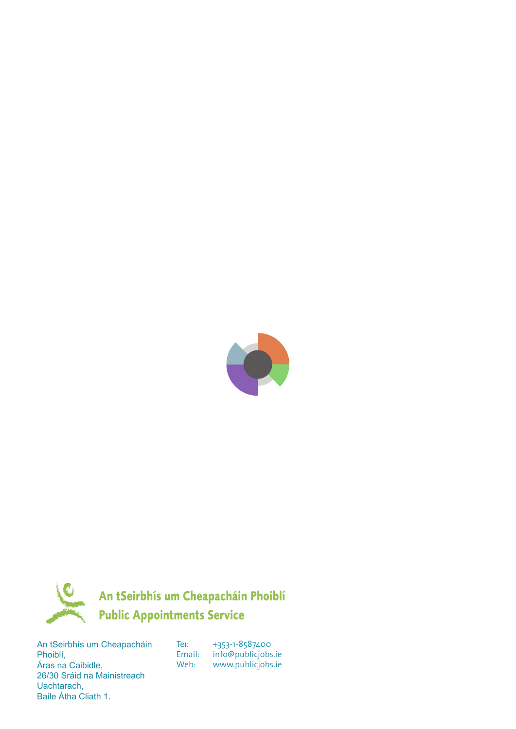An tSeirbhís um Cheapacháin Phoiblí
Public Appointments Service

An tSeirbhís um Cheapacháin Phoiblí,
Áras na Caibidle,
26/30 Sráid na Mainistreach Uachtarach,
Baile Átha Cliath 1.

Tel: +353-1-8587400
Email: info@publicjobs.ie
Web: www.publicjobs.ie